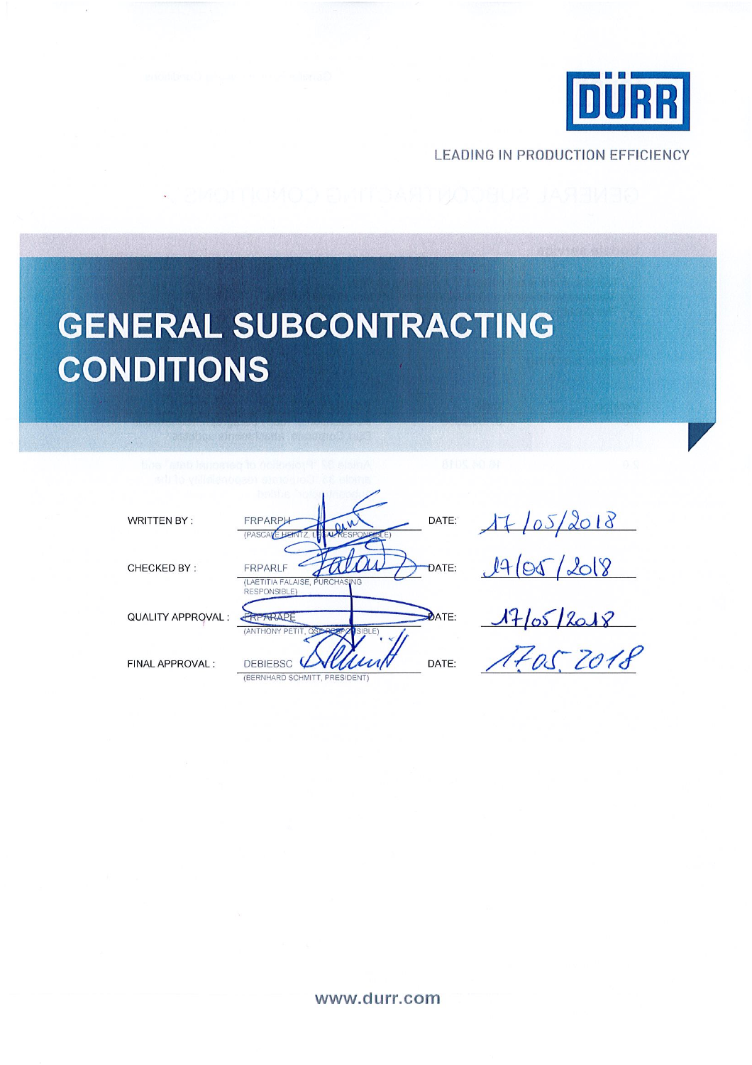DÜRR

LEADING IN PRODUCTION EFFICIENCY

# GENERAL SUBCONTRACTING CONDITIONS

| | | | |
|---|---|---|---|
| WRITTEN BY : | FRPARPH (PASCALE HEINTZ, LEGAL RESPONSIBLE) | DATE: | 17/05/2018 |
| CHECKED BY : | FRPARLF (LAETITIA FALAISE, PURCHASING RESPONSIBLE) | DATE: | 17/05/2018 |
| QUALITY APPROVAL : | FRPARAPE (ANTHONY PETIT, QSE RESPONSIBLE) | DATE: | 17/05/2018 |
| FINAL APPROVAL : | DEBIEBSC (BERNHARD SCHMITT, PRESIDENT) | DATE: | 17.05.2018 |

www.durr.com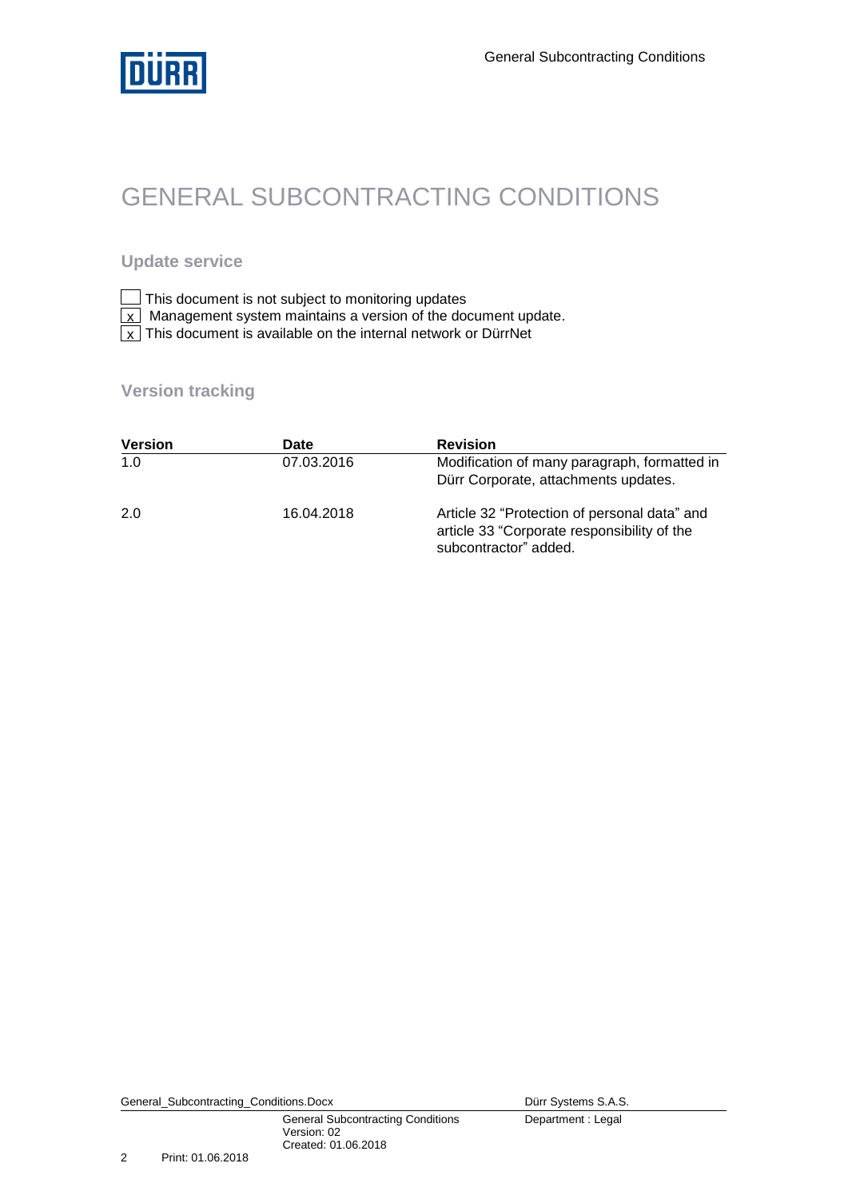# GENERAL SUBCONTRACTING CONDITIONS

## Update service

☐ This document is not subject to monitoring updates

☒ Management system maintains a version of the document update.

☒ This document is available on the internal network or DürrNet

## Version tracking

| Version | Date | Revision |
| --- | --- | --- |
| 1.0 | 07.03.2016 | Modification of many paragraph, formatted in Dürr Corporate, attachments updates. |
| 2.0 | 16.04.2018 | Article 32 "Protection of personal data" and article 33 "Corporate responsibility of the subcontractor" added. |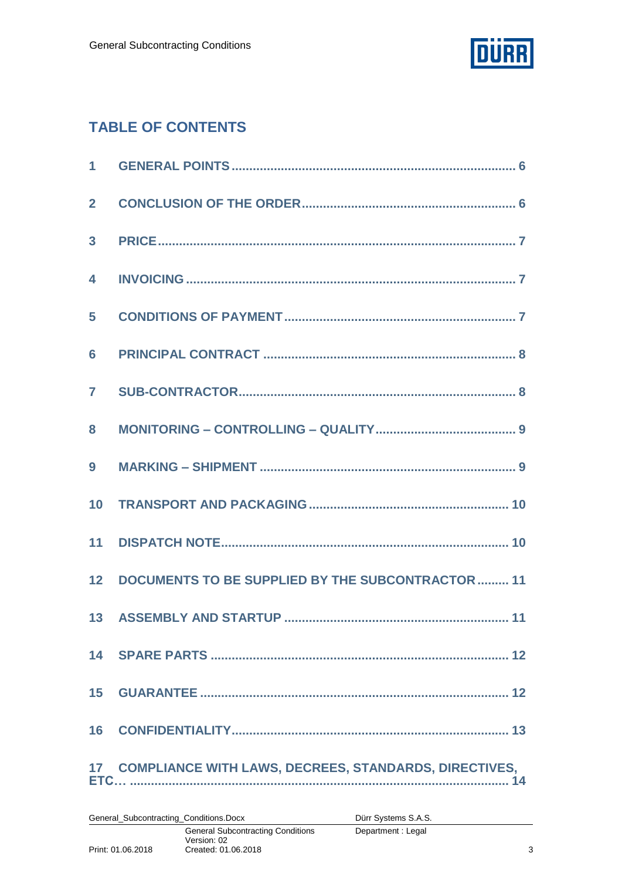## TABLE OF CONTENTS

1 GENERAL POINTS ........................................................................................ 6

2 CONCLUSION OF THE ORDER ..................................................................... 6

3 PRICE ........................................................................................................ 7

4 INVOICING ................................................................................................ 7

5 CONDITIONS OF PAYMENT ......................................................................... 7

6 PRINCIPAL CONTRACT ............................................................................... 8

7 SUB-CONTRACTOR ...................................................................................... 8

8 MONITORING – CONTROLLING – QUALITY ................................................... 9

9 MARKING – SHIPMENT ................................................................................ 9

10 TRANSPORT AND PACKAGING .................................................................. 10

11 DISPATCH NOTE ....................................................................................... 10

12 DOCUMENTS TO BE SUPPLIED BY THE SUBCONTRACTOR ......................... 11

13 ASSEMBLY AND STARTUP ........................................................................ 11

14 SPARE PARTS ........................................................................................... 12

15 GUARANTEE ............................................................................................. 12

16 CONFIDENTIALITY ..................................................................................... 13

17 COMPLIANCE WITH LAWS, DECREES, STANDARDS, DIRECTIVES, ETC… ...... 14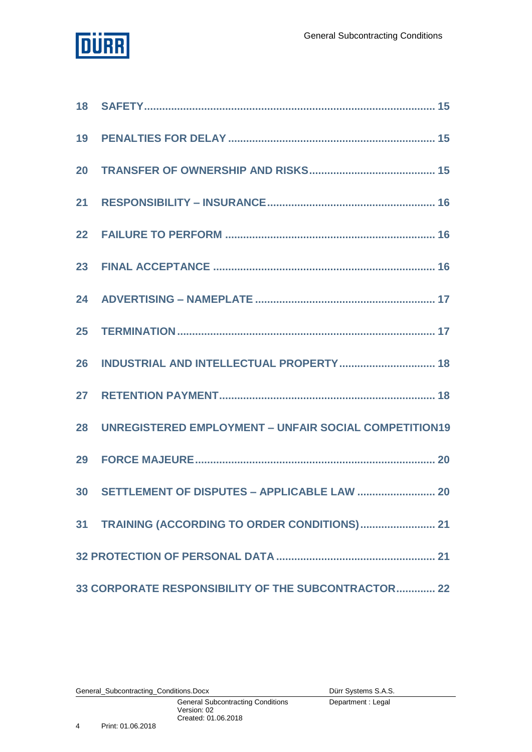18 SAFETY ............................................................................................ 15

19 PENALTIES FOR DELAY ................................................................... 15

20 TRANSFER OF OWNERSHIP AND RISKS ......................................... 15

21 RESPONSIBILITY – INSURANCE ...................................................... 16

22 FAILURE TO PERFORM .................................................................... 16

23 FINAL ACCEPTANCE ........................................................................ 16

24 ADVERTISING – NAMEPLATE .......................................................... 17

25 TERMINATION .................................................................................... 17

26 INDUSTRIAL AND INTELLECTUAL PROPERTY ................................ 18

27 RETENTION PAYMENT ....................................................................... 18

28 UNREGISTERED EMPLOYMENT – UNFAIR SOCIAL COMPETITION19

29 FORCE MAJEURE ............................................................................... 20

30 SETTLEMENT OF DISPUTES – APPLICABLE LAW .......................... 20

31 TRAINING (ACCORDING TO ORDER CONDITIONS) ......................... 21

32 PROTECTION OF PERSONAL DATA .................................................... 21

33 CORPORATE RESPONSIBILITY OF THE SUBCONTRACTOR ............. 22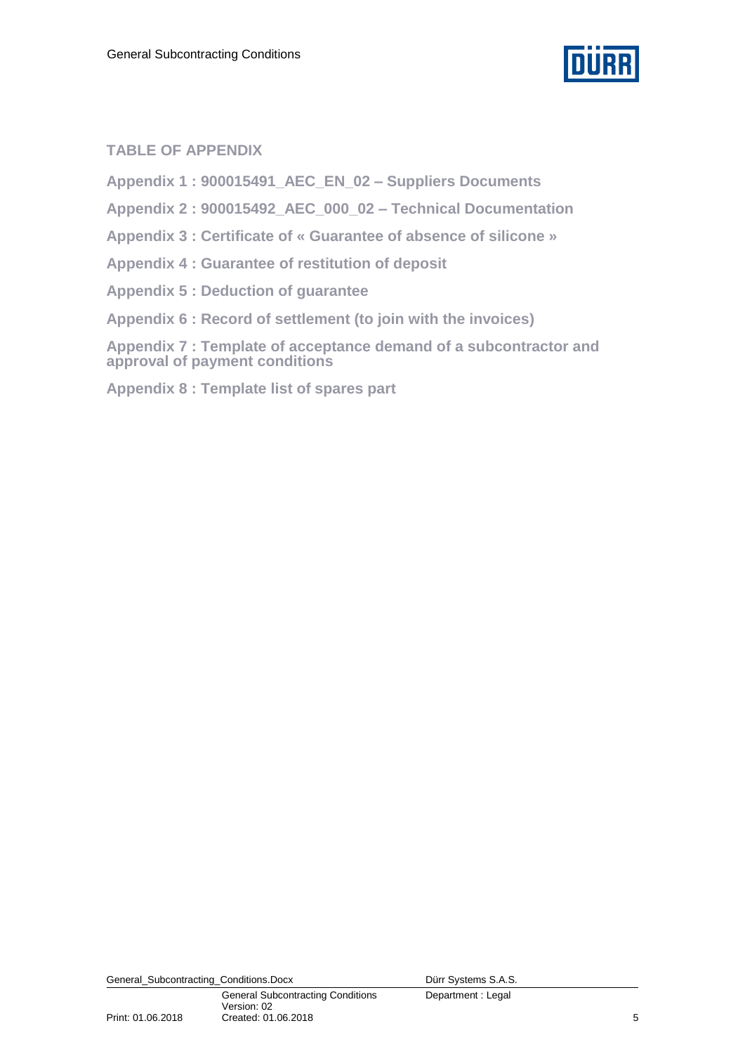## TABLE OF APPENDIX

**Appendix 1 : 900015491_AEC_EN_02 – Suppliers Documents**

**Appendix 2 : 900015492_AEC_000_02 – Technical Documentation**

**Appendix 3 : Certificate of « Guarantee of absence of silicone »**

**Appendix 4 : Guarantee of restitution of deposit**

**Appendix 5 : Deduction of guarantee**

**Appendix 6 : Record of settlement (to join with the invoices)**

**Appendix 7 : Template of acceptance demand of a subcontractor and approval of payment conditions**

**Appendix 8 : Template list of spares part**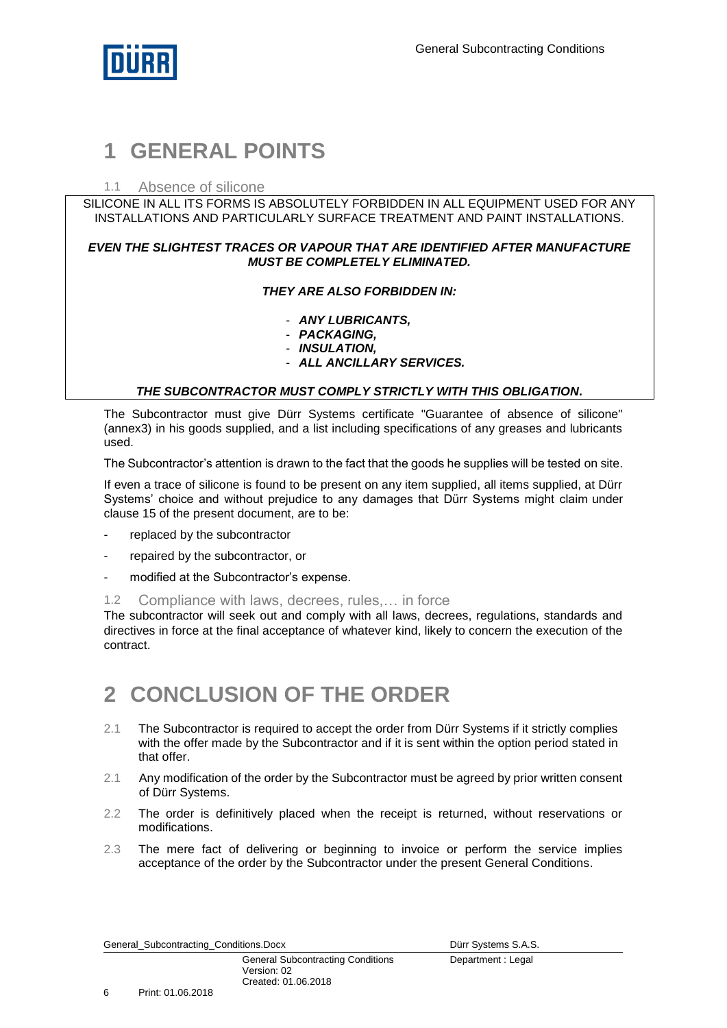# 1 GENERAL POINTS

## 1.1 Absence of silicone

SILICONE IN ALL ITS FORMS IS ABSOLUTELY FORBIDDEN IN ALL EQUIPMENT USED FOR ANY INSTALLATIONS AND PARTICULARLY SURFACE TREATMENT AND PAINT INSTALLATIONS.

***EVEN THE SLIGHTEST TRACES OR VAPOUR THAT ARE IDENTIFIED AFTER MANUFACTURE MUST BE COMPLETELY ELIMINATED.***

***THEY ARE ALSO FORBIDDEN IN:***

- ***ANY LUBRICANTS,***
- ***PACKAGING,***
- ***INSULATION,***
- ***ALL ANCILLARY SERVICES.***

***THE SUBCONTRACTOR MUST COMPLY STRICTLY WITH THIS OBLIGATION.***

The Subcontractor must give Dürr Systems certificate "Guarantee of absence of silicone" (annex3) in his goods supplied, and a list including specifications of any greases and lubricants used.

The Subcontractor's attention is drawn to the fact that the goods he supplies will be tested on site.

If even a trace of silicone is found to be present on any item supplied, all items supplied, at Dürr Systems' choice and without prejudice to any damages that Dürr Systems might claim under clause 15 of the present document, are to be:

- replaced by the subcontractor
- repaired by the subcontractor, or
- modified at the Subcontractor's expense.

## 1.2 Compliance with laws, decrees, rules,… in force

The subcontractor will seek out and comply with all laws, decrees, regulations, standards and directives in force at the final acceptance of whatever kind, likely to concern the execution of the contract.

# 2 CONCLUSION OF THE ORDER

2.1 The Subcontractor is required to accept the order from Dürr Systems if it strictly complies with the offer made by the Subcontractor and if it is sent within the option period stated in that offer.

2.1 Any modification of the order by the Subcontractor must be agreed by prior written consent of Dürr Systems.

2.2 The order is definitively placed when the receipt is returned, without reservations or modifications.

2.3 The mere fact of delivering or beginning to invoice or perform the service implies acceptance of the order by the Subcontractor under the present General Conditions.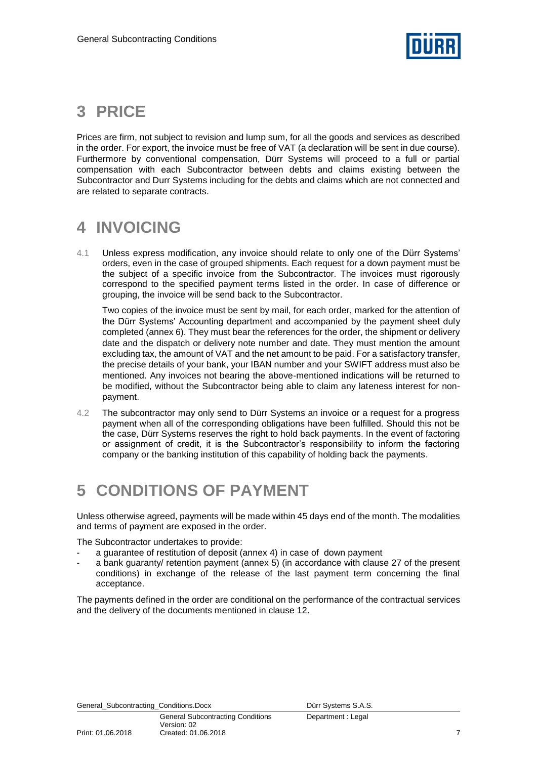# 3 PRICE

Prices are firm, not subject to revision and lump sum, for all the goods and services as described in the order. For export, the invoice must be free of VAT (a declaration will be sent in due course). Furthermore by conventional compensation, Dürr Systems will proceed to a full or partial compensation with each Subcontractor between debts and claims existing between the Subcontractor and Durr Systems including for the debts and claims which are not connected and are related to separate contracts.

# 4 INVOICING

4.1 Unless express modification, any invoice should relate to only one of the Dürr Systems' orders, even in the case of grouped shipments. Each request for a down payment must be the subject of a specific invoice from the Subcontractor. The invoices must rigorously correspond to the specified payment terms listed in the order. In case of difference or grouping, the invoice will be send back to the Subcontractor.

Two copies of the invoice must be sent by mail, for each order, marked for the attention of the Dürr Systems' Accounting department and accompanied by the payment sheet duly completed (annex 6). They must bear the references for the order, the shipment or delivery date and the dispatch or delivery note number and date. They must mention the amount excluding tax, the amount of VAT and the net amount to be paid. For a satisfactory transfer, the precise details of your bank, your IBAN number and your SWIFT address must also be mentioned. Any invoices not bearing the above-mentioned indications will be returned to be modified, without the Subcontractor being able to claim any lateness interest for non-payment.

4.2 The subcontractor may only send to Dürr Systems an invoice or a request for a progress payment when all of the corresponding obligations have been fulfilled. Should this not be the case, Dürr Systems reserves the right to hold back payments. In the event of factoring or assignment of credit, it is the Subcontractor's responsibility to inform the factoring company or the banking institution of this capability of holding back the payments.

# 5 CONDITIONS OF PAYMENT

Unless otherwise agreed, payments will be made within 45 days end of the month. The modalities and terms of payment are exposed in the order.

The Subcontractor undertakes to provide:

- a guarantee of restitution of deposit (annex 4) in case of down payment
- a bank guaranty/ retention payment (annex 5) (in accordance with clause 27 of the present conditions) in exchange of the release of the last payment term concerning the final acceptance.

The payments defined in the order are conditional on the performance of the contractual services and the delivery of the documents mentioned in clause 12.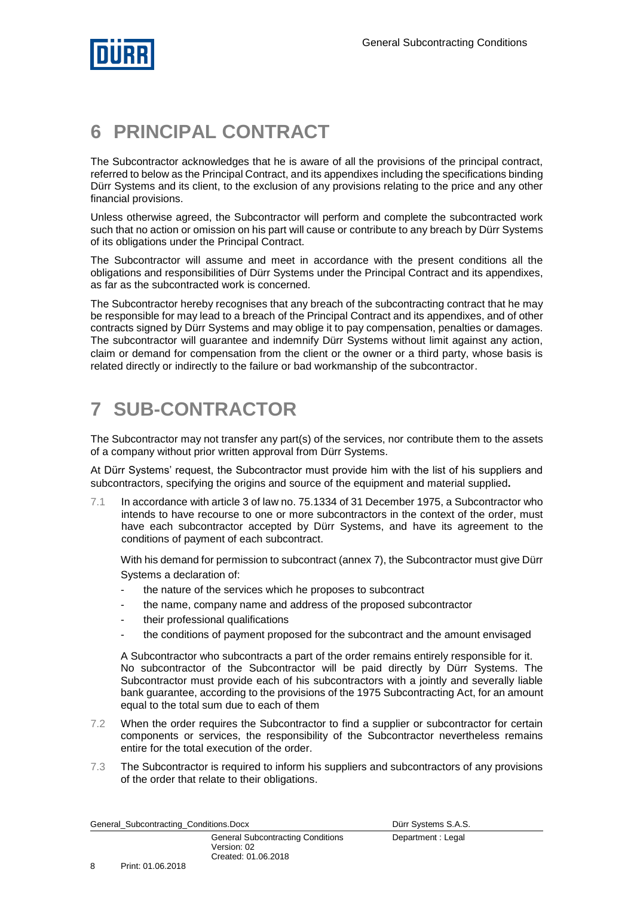# 6 PRINCIPAL CONTRACT

The Subcontractor acknowledges that he is aware of all the provisions of the principal contract, referred to below as the Principal Contract, and its appendixes including the specifications binding Dürr Systems and its client, to the exclusion of any provisions relating to the price and any other financial provisions.

Unless otherwise agreed, the Subcontractor will perform and complete the subcontracted work such that no action or omission on his part will cause or contribute to any breach by Dürr Systems of its obligations under the Principal Contract.

The Subcontractor will assume and meet in accordance with the present conditions all the obligations and responsibilities of Dürr Systems under the Principal Contract and its appendixes, as far as the subcontracted work is concerned.

The Subcontractor hereby recognises that any breach of the subcontracting contract that he may be responsible for may lead to a breach of the Principal Contract and its appendixes, and of other contracts signed by Dürr Systems and may oblige it to pay compensation, penalties or damages. The subcontractor will guarantee and indemnify Dürr Systems without limit against any action, claim or demand for compensation from the client or the owner or a third party, whose basis is related directly or indirectly to the failure or bad workmanship of the subcontractor.

# 7 SUB-CONTRACTOR

The Subcontractor may not transfer any part(s) of the services, nor contribute them to the assets of a company without prior written approval from Dürr Systems.

At Dürr Systems' request, the Subcontractor must provide him with the list of his suppliers and subcontractors, specifying the origins and source of the equipment and material supplied**.**

7.1 In accordance with article 3 of law no. 75.1334 of 31 December 1975, a Subcontractor who intends to have recourse to one or more subcontractors in the context of the order, must have each subcontractor accepted by Dürr Systems, and have its agreement to the conditions of payment of each subcontract.

With his demand for permission to subcontract (annex 7), the Subcontractor must give Dürr Systems a declaration of:

- the nature of the services which he proposes to subcontract
- the name, company name and address of the proposed subcontractor
- their professional qualifications
- the conditions of payment proposed for the subcontract and the amount envisaged

A Subcontractor who subcontracts a part of the order remains entirely responsible for it. No subcontractor of the Subcontractor will be paid directly by Dürr Systems. The Subcontractor must provide each of his subcontractors with a jointly and severally liable bank guarantee, according to the provisions of the 1975 Subcontracting Act, for an amount equal to the total sum due to each of them

7.2 When the order requires the Subcontractor to find a supplier or subcontractor for certain components or services, the responsibility of the Subcontractor nevertheless remains entire for the total execution of the order.

7.3 The Subcontractor is required to inform his suppliers and subcontractors of any provisions of the order that relate to their obligations.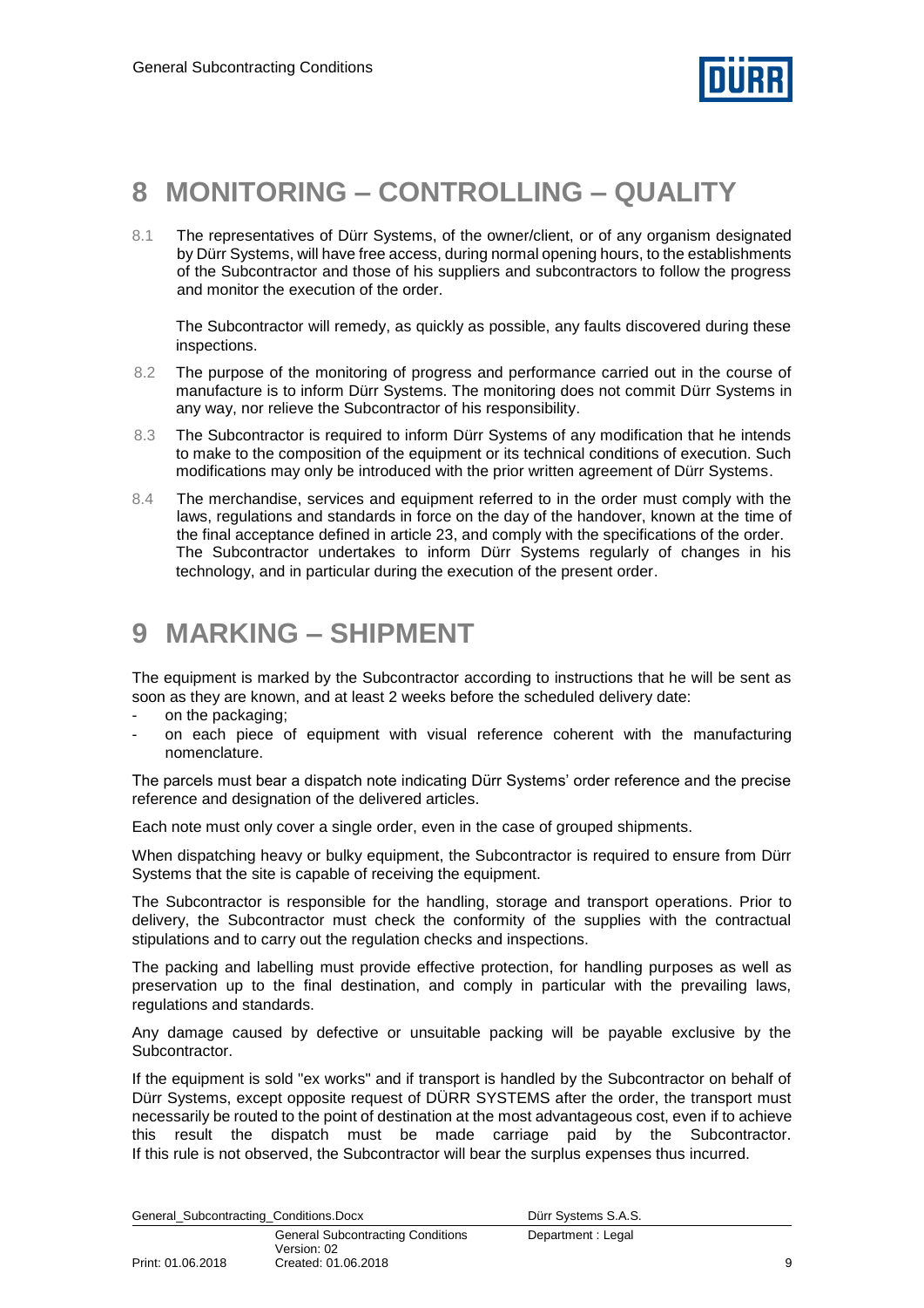# 8 MONITORING – CONTROLLING – QUALITY

8.1 The representatives of Dürr Systems, of the owner/client, or of any organism designated by Dürr Systems, will have free access, during normal opening hours, to the establishments of the Subcontractor and those of his suppliers and subcontractors to follow the progress and monitor the execution of the order.

The Subcontractor will remedy, as quickly as possible, any faults discovered during these inspections.

8.2 The purpose of the monitoring of progress and performance carried out in the course of manufacture is to inform Dürr Systems. The monitoring does not commit Dürr Systems in any way, nor relieve the Subcontractor of his responsibility.

8.3 The Subcontractor is required to inform Dürr Systems of any modification that he intends to make to the composition of the equipment or its technical conditions of execution. Such modifications may only be introduced with the prior written agreement of Dürr Systems.

8.4 The merchandise, services and equipment referred to in the order must comply with the laws, regulations and standards in force on the day of the handover, known at the time of the final acceptance defined in article 23, and comply with the specifications of the order. The Subcontractor undertakes to inform Dürr Systems regularly of changes in his technology, and in particular during the execution of the present order.

# 9 MARKING – SHIPMENT

The equipment is marked by the Subcontractor according to instructions that he will be sent as soon as they are known, and at least 2 weeks before the scheduled delivery date:

- on the packaging;
- on each piece of equipment with visual reference coherent with the manufacturing nomenclature.

The parcels must bear a dispatch note indicating Dürr Systems' order reference and the precise reference and designation of the delivered articles.

Each note must only cover a single order, even in the case of grouped shipments.

When dispatching heavy or bulky equipment, the Subcontractor is required to ensure from Dürr Systems that the site is capable of receiving the equipment.

The Subcontractor is responsible for the handling, storage and transport operations. Prior to delivery, the Subcontractor must check the conformity of the supplies with the contractual stipulations and to carry out the regulation checks and inspections.

The packing and labelling must provide effective protection, for handling purposes as well as preservation up to the final destination, and comply in particular with the prevailing laws, regulations and standards.

Any damage caused by defective or unsuitable packing will be payable exclusive by the Subcontractor.

If the equipment is sold "ex works" and if transport is handled by the Subcontractor on behalf of Dürr Systems, except opposite request of DÜRR SYSTEMS after the order, the transport must necessarily be routed to the point of destination at the most advantageous cost, even if to achieve this result the dispatch must be made carriage paid by the Subcontractor. If this rule is not observed, the Subcontractor will bear the surplus expenses thus incurred.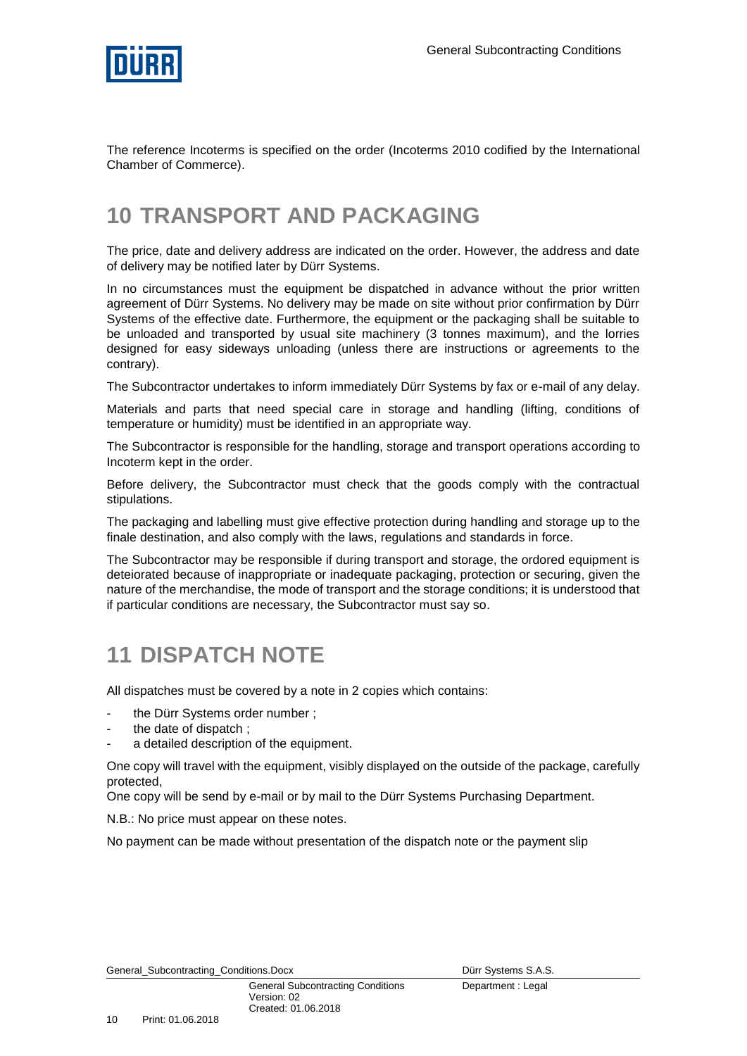The reference Incoterms is specified on the order (Incoterms 2010 codified by the International Chamber of Commerce).

# 10 TRANSPORT AND PACKAGING

The price, date and delivery address are indicated on the order. However, the address and date of delivery may be notified later by Dürr Systems.

In no circumstances must the equipment be dispatched in advance without the prior written agreement of Dürr Systems. No delivery may be made on site without prior confirmation by Dürr Systems of the effective date. Furthermore, the equipment or the packaging shall be suitable to be unloaded and transported by usual site machinery (3 tonnes maximum), and the lorries designed for easy sideways unloading (unless there are instructions or agreements to the contrary).

The Subcontractor undertakes to inform immediately Dürr Systems by fax or e-mail of any delay.

Materials and parts that need special care in storage and handling (lifting, conditions of temperature or humidity) must be identified in an appropriate way.

The Subcontractor is responsible for the handling, storage and transport operations according to Incoterm kept in the order.

Before delivery, the Subcontractor must check that the goods comply with the contractual stipulations.

The packaging and labelling must give effective protection during handling and storage up to the finale destination, and also comply with the laws, regulations and standards in force.

The Subcontractor may be responsible if during transport and storage, the ordored equipment is deteiorated because of inappropriate or inadequate packaging, protection or securing, given the nature of the merchandise, the mode of transport and the storage conditions; it is understood that if particular conditions are necessary, the Subcontractor must say so.

# 11 DISPATCH NOTE

All dispatches must be covered by a note in 2 copies which contains:

- the Dürr Systems order number ;
- the date of dispatch ;
- a detailed description of the equipment.

One copy will travel with the equipment, visibly displayed on the outside of the package, carefully protected,
One copy will be send by e-mail or by mail to the Dürr Systems Purchasing Department.

N.B.: No price must appear on these notes.

No payment can be made without presentation of the dispatch note or the payment slip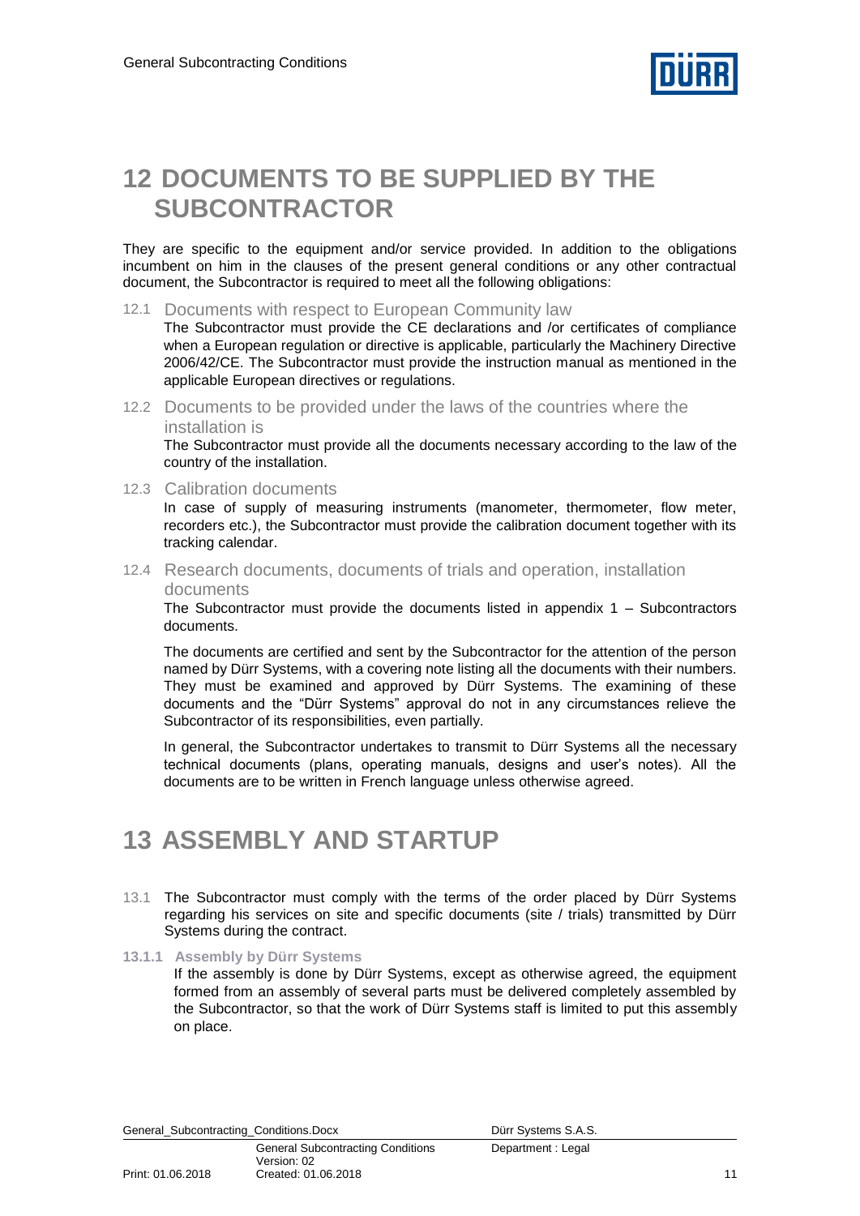# 12 DOCUMENTS TO BE SUPPLIED BY THE SUBCONTRACTOR

They are specific to the equipment and/or service provided. In addition to the obligations incumbent on him in the clauses of the present general conditions or any other contractual document, the Subcontractor is required to meet all the following obligations:

## 12.1 Documents with respect to European Community law

The Subcontractor must provide the CE declarations and /or certificates of compliance when a European regulation or directive is applicable, particularly the Machinery Directive 2006/42/CE. The Subcontractor must provide the instruction manual as mentioned in the applicable European directives or regulations.

## 12.2 Documents to be provided under the laws of the countries where the installation is

The Subcontractor must provide all the documents necessary according to the law of the country of the installation.

## 12.3 Calibration documents

In case of supply of measuring instruments (manometer, thermometer, flow meter, recorders etc.), the Subcontractor must provide the calibration document together with its tracking calendar.

## 12.4 Research documents, documents of trials and operation, installation documents

The Subcontractor must provide the documents listed in appendix 1 – Subcontractors documents.

The documents are certified and sent by the Subcontractor for the attention of the person named by Dürr Systems, with a covering note listing all the documents with their numbers. They must be examined and approved by Dürr Systems. The examining of these documents and the "Dürr Systems" approval do not in any circumstances relieve the Subcontractor of its responsibilities, even partially.

In general, the Subcontractor undertakes to transmit to Dürr Systems all the necessary technical documents (plans, operating manuals, designs and user's notes). All the documents are to be written in French language unless otherwise agreed.

# 13 ASSEMBLY AND STARTUP

13.1 The Subcontractor must comply with the terms of the order placed by Dürr Systems regarding his services on site and specific documents (site / trials) transmitted by Dürr Systems during the contract.

### 13.1.1 Assembly by Dürr Systems

If the assembly is done by Dürr Systems, except as otherwise agreed, the equipment formed from an assembly of several parts must be delivered completely assembled by the Subcontractor, so that the work of Dürr Systems staff is limited to put this assembly on place.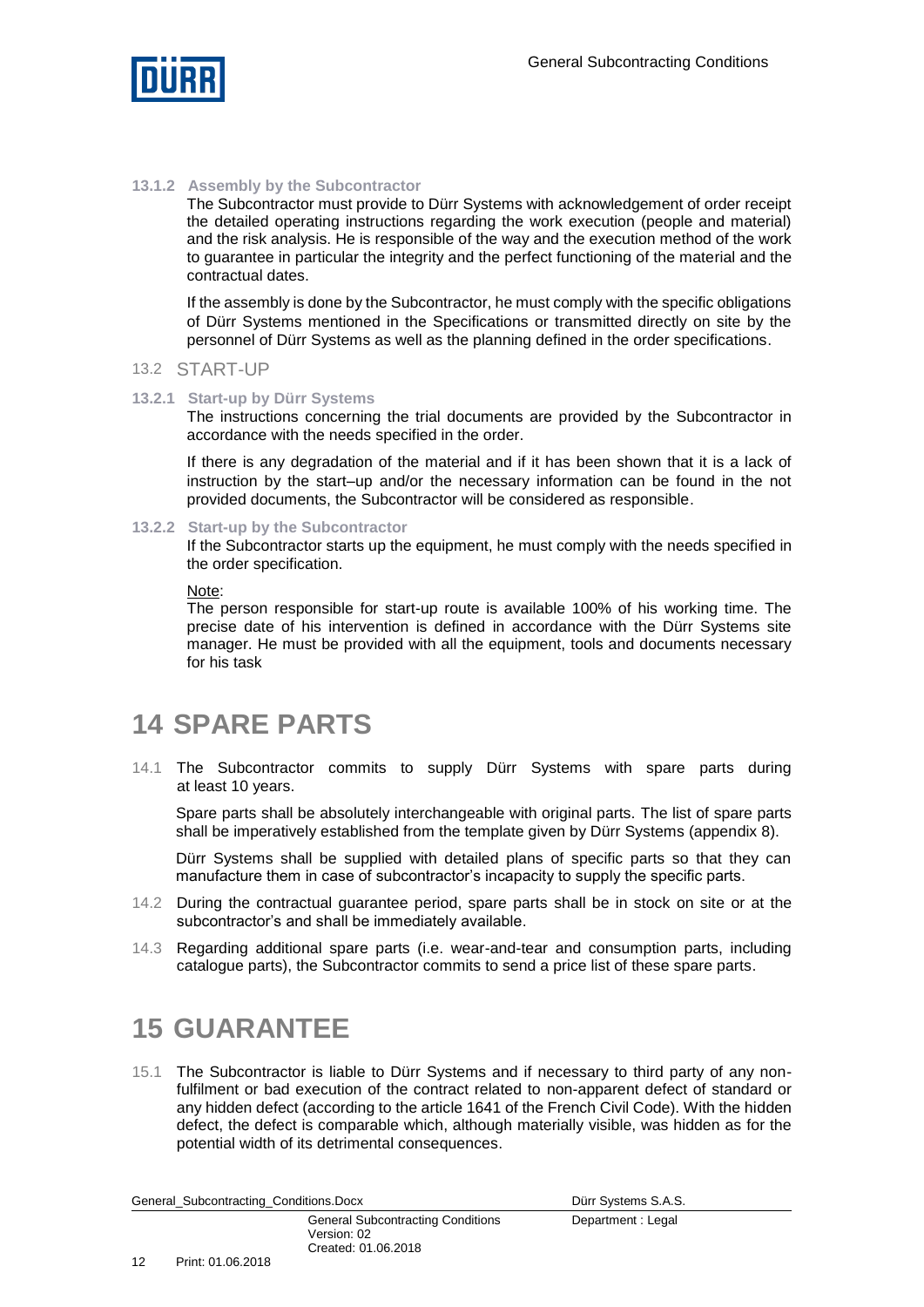#### 13.1.2 Assembly by the Subcontractor

The Subcontractor must provide to Dürr Systems with acknowledgement of order receipt the detailed operating instructions regarding the work execution (people and material) and the risk analysis. He is responsible of the way and the execution method of the work to guarantee in particular the integrity and the perfect functioning of the material and the contractual dates.

If the assembly is done by the Subcontractor, he must comply with the specific obligations of Dürr Systems mentioned in the Specifications or transmitted directly on site by the personnel of Dürr Systems as well as the planning defined in the order specifications.

### 13.2 START-UP

#### 13.2.1 Start-up by Dürr Systems

The instructions concerning the trial documents are provided by the Subcontractor in accordance with the needs specified in the order.

If there is any degradation of the material and if it has been shown that it is a lack of instruction by the start–up and/or the necessary information can be found in the not provided documents, the Subcontractor will be considered as responsible.

#### 13.2.2 Start-up by the Subcontractor

If the Subcontractor starts up the equipment, he must comply with the needs specified in the order specification.

Note:
The person responsible for start-up route is available 100% of his working time. The precise date of his intervention is defined in accordance with the Dürr Systems site manager. He must be provided with all the equipment, tools and documents necessary for his task

# 14 SPARE PARTS

14.1 The Subcontractor commits to supply Dürr Systems with spare parts during at least 10 years.

Spare parts shall be absolutely interchangeable with original parts. The list of spare parts shall be imperatively established from the template given by Dürr Systems (appendix 8).

Dürr Systems shall be supplied with detailed plans of specific parts so that they can manufacture them in case of subcontractor's incapacity to supply the specific parts.

14.2 During the contractual guarantee period, spare parts shall be in stock on site or at the subcontractor's and shall be immediately available.

14.3 Regarding additional spare parts (i.e. wear-and-tear and consumption parts, including catalogue parts), the Subcontractor commits to send a price list of these spare parts.

# 15 GUARANTEE

15.1 The Subcontractor is liable to Dürr Systems and if necessary to third party of any non-fulfilment or bad execution of the contract related to non-apparent defect of standard or any hidden defect (according to the article 1641 of the French Civil Code). With the hidden defect, the defect is comparable which, although materially visible, was hidden as for the potential width of its detrimental consequences.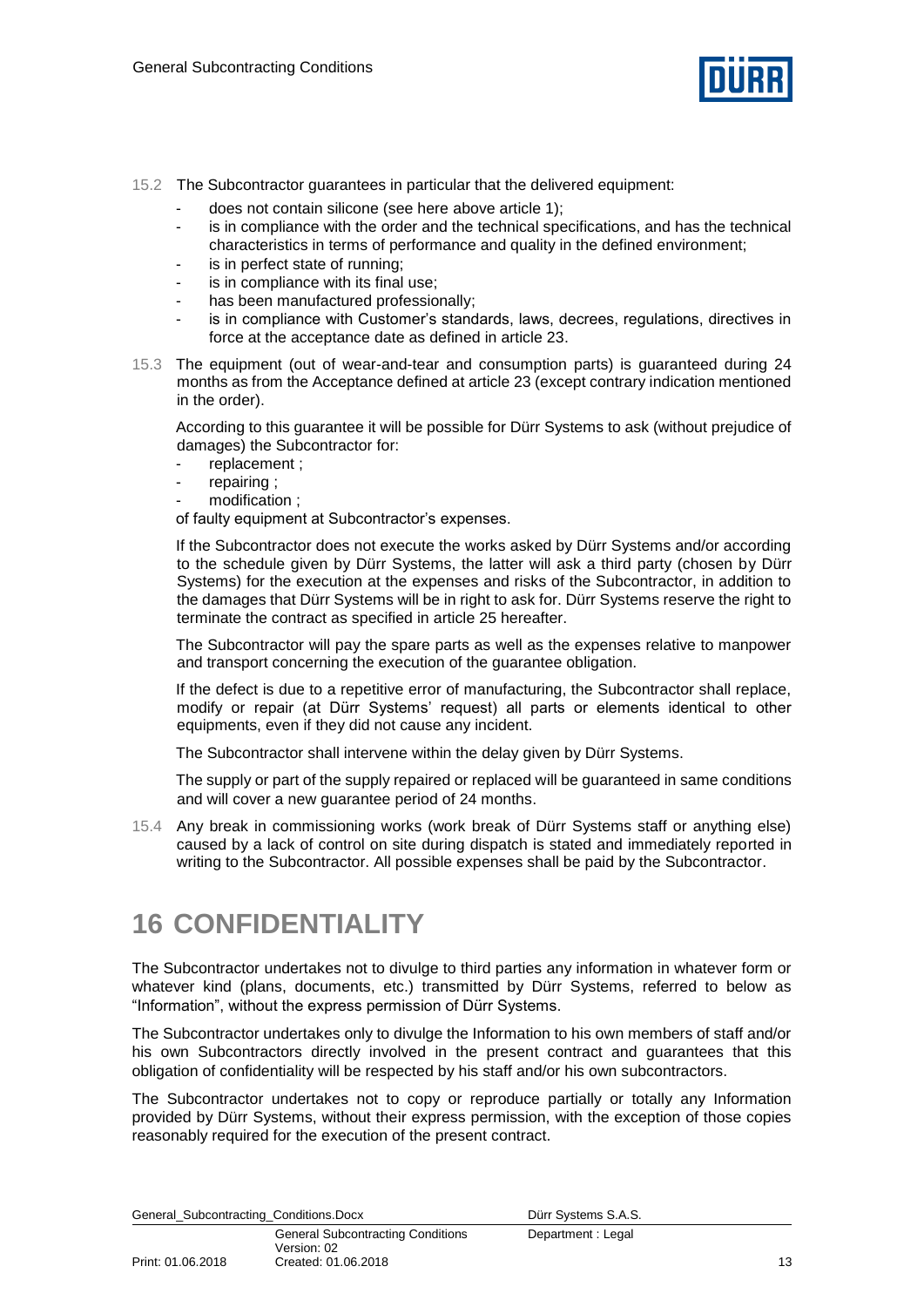15.2 The Subcontractor guarantees in particular that the delivered equipment:

- does not contain silicone (see here above article 1);
- is in compliance with the order and the technical specifications, and has the technical characteristics in terms of performance and quality in the defined environment;
- is in perfect state of running;
- is in compliance with its final use;
- has been manufactured professionally;
- is in compliance with Customer's standards, laws, decrees, regulations, directives in force at the acceptance date as defined in article 23.

15.3 The equipment (out of wear-and-tear and consumption parts) is guaranteed during 24 months as from the Acceptance defined at article 23 (except contrary indication mentioned in the order).

According to this guarantee it will be possible for Dürr Systems to ask (without prejudice of damages) the Subcontractor for:

- replacement ;
- repairing ;
- modification ;

of faulty equipment at Subcontractor's expenses.

If the Subcontractor does not execute the works asked by Dürr Systems and/or according to the schedule given by Dürr Systems, the latter will ask a third party (chosen by Dürr Systems) for the execution at the expenses and risks of the Subcontractor, in addition to the damages that Dürr Systems will be in right to ask for. Dürr Systems reserve the right to terminate the contract as specified in article 25 hereafter.

The Subcontractor will pay the spare parts as well as the expenses relative to manpower and transport concerning the execution of the guarantee obligation.

If the defect is due to a repetitive error of manufacturing, the Subcontractor shall replace, modify or repair (at Dürr Systems' request) all parts or elements identical to other equipments, even if they did not cause any incident.

The Subcontractor shall intervene within the delay given by Dürr Systems.

The supply or part of the supply repaired or replaced will be guaranteed in same conditions and will cover a new guarantee period of 24 months.

15.4 Any break in commissioning works (work break of Dürr Systems staff or anything else) caused by a lack of control on site during dispatch is stated and immediately reported in writing to the Subcontractor. All possible expenses shall be paid by the Subcontractor.

# 16 CONFIDENTIALITY

The Subcontractor undertakes not to divulge to third parties any information in whatever form or whatever kind (plans, documents, etc.) transmitted by Dürr Systems, referred to below as "Information", without the express permission of Dürr Systems.

The Subcontractor undertakes only to divulge the Information to his own members of staff and/or his own Subcontractors directly involved in the present contract and guarantees that this obligation of confidentiality will be respected by his staff and/or his own subcontractors.

The Subcontractor undertakes not to copy or reproduce partially or totally any Information provided by Dürr Systems, without their express permission, with the exception of those copies reasonably required for the execution of the present contract.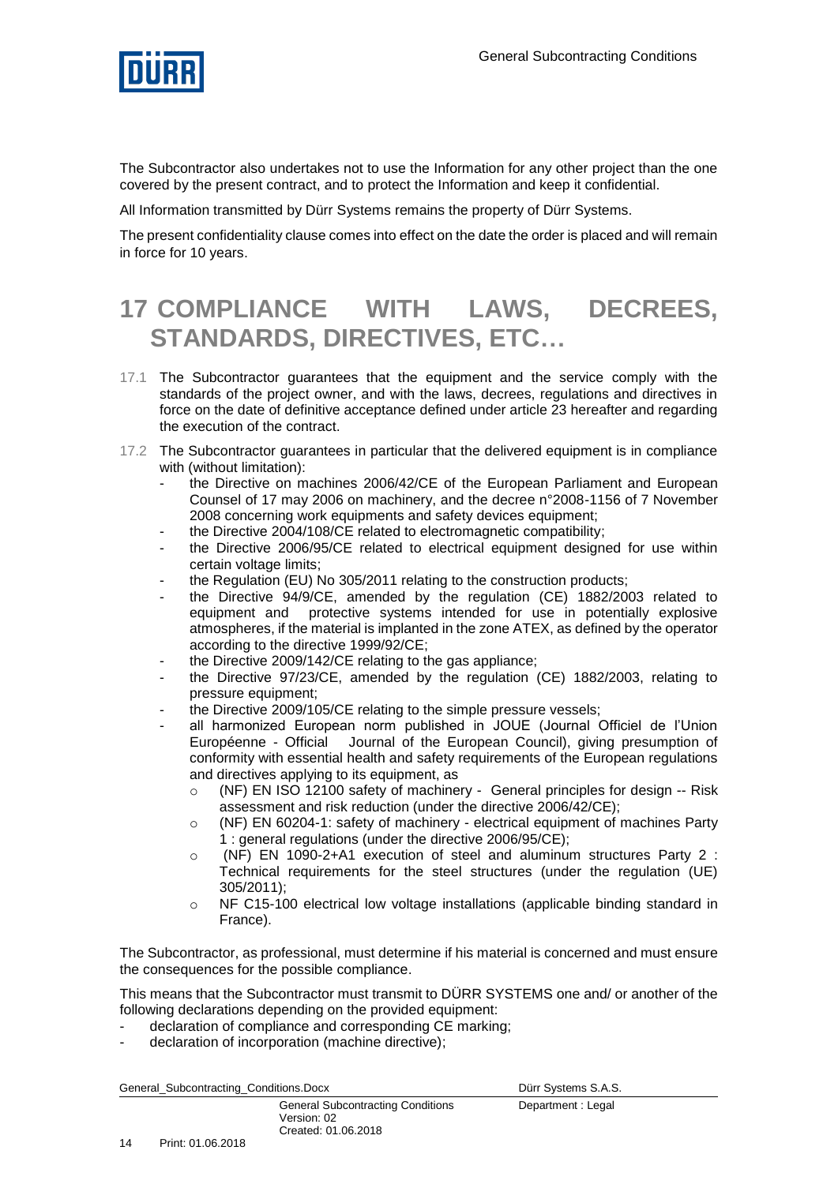The Subcontractor also undertakes not to use the Information for any other project than the one covered by the present contract, and to protect the Information and keep it confidential.

All Information transmitted by Dürr Systems remains the property of Dürr Systems.

The present confidentiality clause comes into effect on the date the order is placed and will remain in force for 10 years.

# 17 COMPLIANCE WITH LAWS, DECREES, STANDARDS, DIRECTIVES, ETC…

17.1 The Subcontractor guarantees that the equipment and the service comply with the standards of the project owner, and with the laws, decrees, regulations and directives in force on the date of definitive acceptance defined under article 23 hereafter and regarding the execution of the contract.

17.2 The Subcontractor guarantees in particular that the delivered equipment is in compliance with (without limitation):

- the Directive on machines 2006/42/CE of the European Parliament and European Counsel of 17 may 2006 on machinery, and the decree n°2008-1156 of 7 November 2008 concerning work equipments and safety devices equipment;
- the Directive 2004/108/CE related to electromagnetic compatibility;
- the Directive 2006/95/CE related to electrical equipment designed for use within certain voltage limits;
- the Regulation (EU) No 305/2011 relating to the construction products;
- the Directive 94/9/CE, amended by the regulation (CE) 1882/2003 related to equipment and protective systems intended for use in potentially explosive atmospheres, if the material is implanted in the zone ATEX, as defined by the operator according to the directive 1999/92/CE;
- the Directive 2009/142/CE relating to the gas appliance;
- the Directive 97/23/CE, amended by the regulation (CE) 1882/2003, relating to pressure equipment;
- the Directive 2009/105/CE relating to the simple pressure vessels;
- all harmonized European norm published in JOUE (Journal Officiel de l'Union Européenne - Official Journal of the European Council), giving presumption of conformity with essential health and safety requirements of the European regulations and directives applying to its equipment, as
  - (NF) EN ISO 12100 safety of machinery - General principles for design -- Risk assessment and risk reduction (under the directive 2006/42/CE);
  - (NF) EN 60204-1: safety of machinery - electrical equipment of machines Party 1 : general regulations (under the directive 2006/95/CE);
  - (NF) EN 1090-2+A1 execution of steel and aluminum structures Party 2 : Technical requirements for the steel structures (under the regulation (UE) 305/2011);
  - NF C15-100 electrical low voltage installations (applicable binding standard in France).

The Subcontractor, as professional, must determine if his material is concerned and must ensure the consequences for the possible compliance.

This means that the Subcontractor must transmit to DÜRR SYSTEMS one and/ or another of the following declarations depending on the provided equipment:

- declaration of compliance and corresponding CE marking;
- declaration of incorporation (machine directive);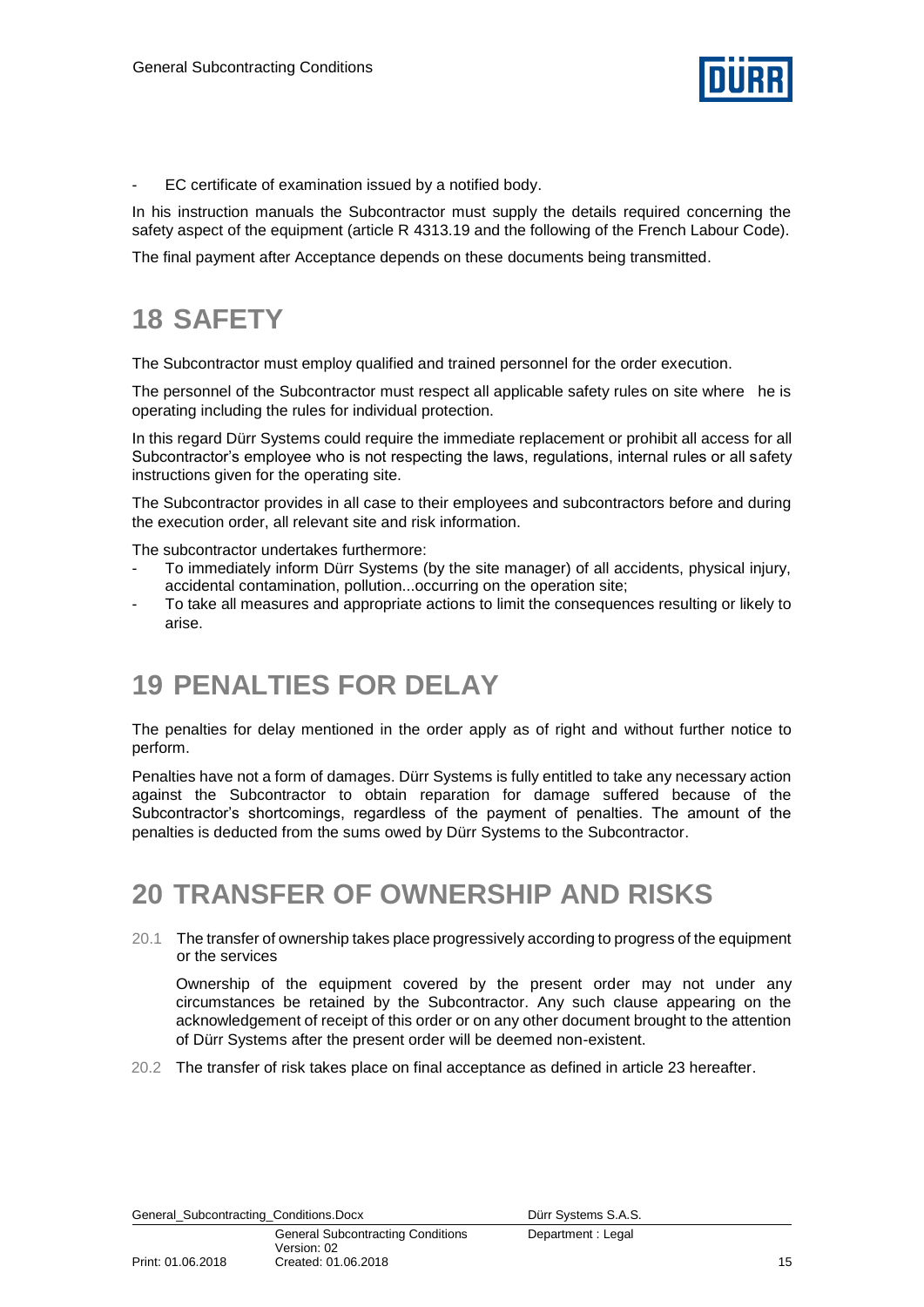- EC certificate of examination issued by a notified body.

In his instruction manuals the Subcontractor must supply the details required concerning the safety aspect of the equipment (article R 4313.19 and the following of the French Labour Code).

The final payment after Acceptance depends on these documents being transmitted.

# 18 SAFETY

The Subcontractor must employ qualified and trained personnel for the order execution.

The personnel of the Subcontractor must respect all applicable safety rules on site where he is operating including the rules for individual protection.

In this regard Dürr Systems could require the immediate replacement or prohibit all access for all Subcontractor's employee who is not respecting the laws, regulations, internal rules or all safety instructions given for the operating site.

The Subcontractor provides in all case to their employees and subcontractors before and during the execution order, all relevant site and risk information.

The subcontractor undertakes furthermore:

- To immediately inform Dürr Systems (by the site manager) of all accidents, physical injury, accidental contamination, pollution...occurring on the operation site;
- To take all measures and appropriate actions to limit the consequences resulting or likely to arise.

# 19 PENALTIES FOR DELAY

The penalties for delay mentioned in the order apply as of right and without further notice to perform.

Penalties have not a form of damages. Dürr Systems is fully entitled to take any necessary action against the Subcontractor to obtain reparation for damage suffered because of the Subcontractor's shortcomings, regardless of the payment of penalties. The amount of the penalties is deducted from the sums owed by Dürr Systems to the Subcontractor.

# 20 TRANSFER OF OWNERSHIP AND RISKS

20.1 The transfer of ownership takes place progressively according to progress of the equipment or the services

Ownership of the equipment covered by the present order may not under any circumstances be retained by the Subcontractor. Any such clause appearing on the acknowledgement of receipt of this order or on any other document brought to the attention of Dürr Systems after the present order will be deemed non-existent.

20.2 The transfer of risk takes place on final acceptance as defined in article 23 hereafter.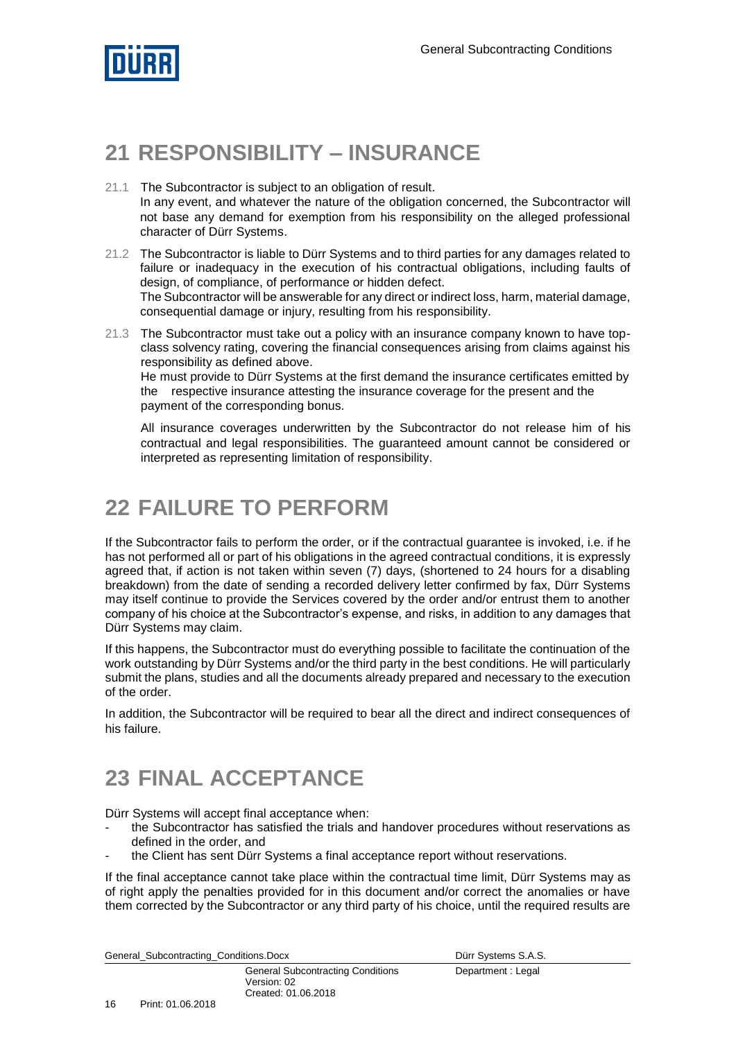# 21 RESPONSIBILITY – INSURANCE

21.1 The Subcontractor is subject to an obligation of result.
In any event, and whatever the nature of the obligation concerned, the Subcontractor will not base any demand for exemption from his responsibility on the alleged professional character of Dürr Systems.

21.2 The Subcontractor is liable to Dürr Systems and to third parties for any damages related to failure or inadequacy in the execution of his contractual obligations, including faults of design, of compliance, of performance or hidden defect.
The Subcontractor will be answerable for any direct or indirect loss, harm, material damage, consequential damage or injury, resulting from his responsibility.

21.3 The Subcontractor must take out a policy with an insurance company known to have top-class solvency rating, covering the financial consequences arising from claims against his responsibility as defined above.
He must provide to Dürr Systems at the first demand the insurance certificates emitted by the respective insurance attesting the insurance coverage for the present and the payment of the corresponding bonus.

All insurance coverages underwritten by the Subcontractor do not release him of his contractual and legal responsibilities. The guaranteed amount cannot be considered or interpreted as representing limitation of responsibility.

# 22 FAILURE TO PERFORM

If the Subcontractor fails to perform the order, or if the contractual guarantee is invoked, i.e. if he has not performed all or part of his obligations in the agreed contractual conditions, it is expressly agreed that, if action is not taken within seven (7) days, (shortened to 24 hours for a disabling breakdown) from the date of sending a recorded delivery letter confirmed by fax, Dürr Systems may itself continue to provide the Services covered by the order and/or entrust them to another company of his choice at the Subcontractor's expense, and risks, in addition to any damages that Dürr Systems may claim.

If this happens, the Subcontractor must do everything possible to facilitate the continuation of the work outstanding by Dürr Systems and/or the third party in the best conditions. He will particularly submit the plans, studies and all the documents already prepared and necessary to the execution of the order.

In addition, the Subcontractor will be required to bear all the direct and indirect consequences of his failure.

# 23 FINAL ACCEPTANCE

Dürr Systems will accept final acceptance when:

- the Subcontractor has satisfied the trials and handover procedures without reservations as defined in the order, and
- the Client has sent Dürr Systems a final acceptance report without reservations.

If the final acceptance cannot take place within the contractual time limit, Dürr Systems may as of right apply the penalties provided for in this document and/or correct the anomalies or have them corrected by the Subcontractor or any third party of his choice, until the required results are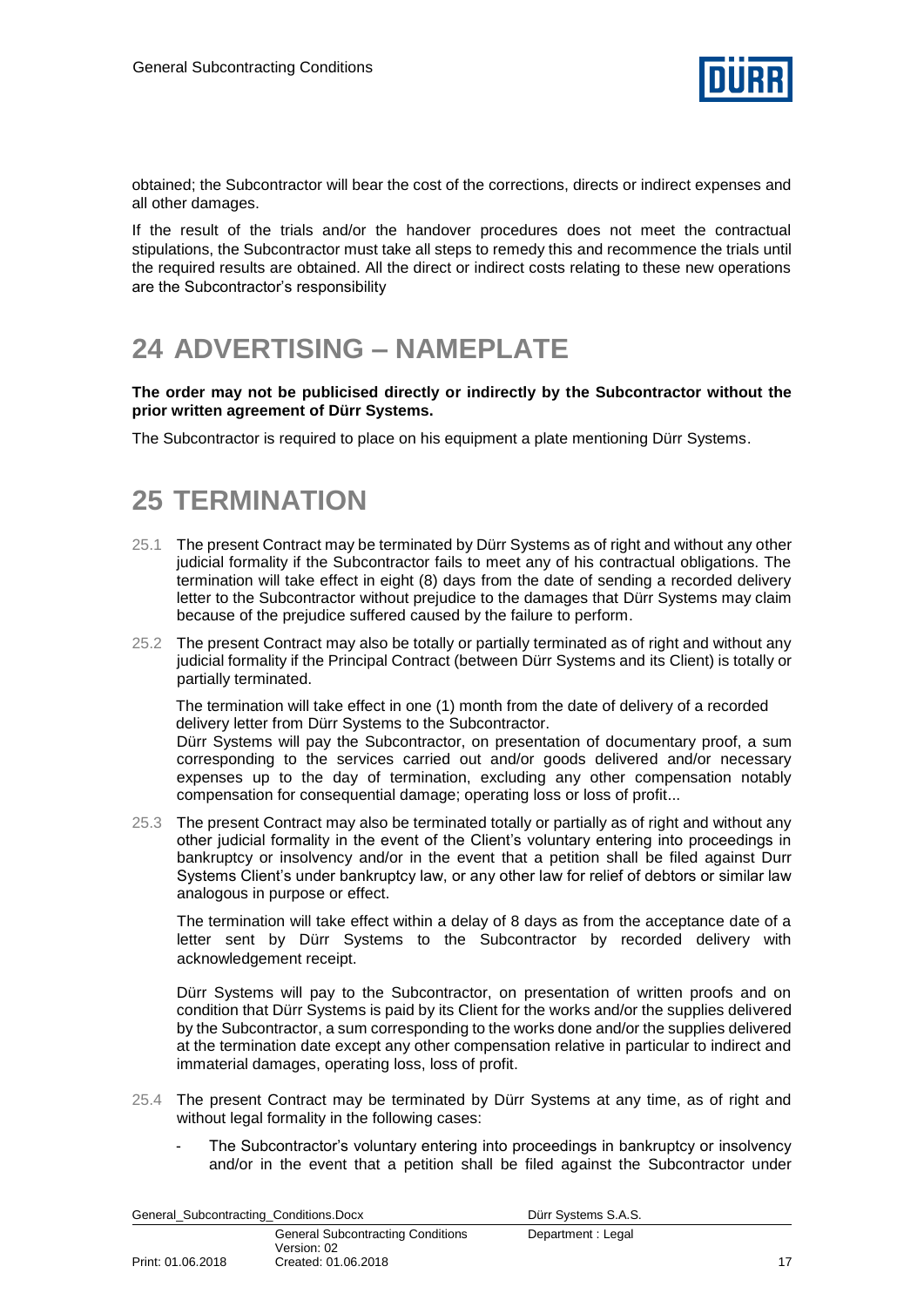obtained; the Subcontractor will bear the cost of the corrections, directs or indirect expenses and all other damages.

If the result of the trials and/or the handover procedures does not meet the contractual stipulations, the Subcontractor must take all steps to remedy this and recommence the trials until the required results are obtained. All the direct or indirect costs relating to these new operations are the Subcontractor's responsibility

# 24 ADVERTISING – NAMEPLATE

**The order may not be publicised directly or indirectly by the Subcontractor without the prior written agreement of Dürr Systems.**

The Subcontractor is required to place on his equipment a plate mentioning Dürr Systems.

# 25 TERMINATION

25.1 The present Contract may be terminated by Dürr Systems as of right and without any other judicial formality if the Subcontractor fails to meet any of his contractual obligations. The termination will take effect in eight (8) days from the date of sending a recorded delivery letter to the Subcontractor without prejudice to the damages that Dürr Systems may claim because of the prejudice suffered caused by the failure to perform.

25.2 The present Contract may also be totally or partially terminated as of right and without any judicial formality if the Principal Contract (between Dürr Systems and its Client) is totally or partially terminated.

The termination will take effect in one (1) month from the date of delivery of a recorded delivery letter from Dürr Systems to the Subcontractor.
Dürr Systems will pay the Subcontractor, on presentation of documentary proof, a sum corresponding to the services carried out and/or goods delivered and/or necessary expenses up to the day of termination, excluding any other compensation notably compensation for consequential damage; operating loss or loss of profit...

25.3 The present Contract may also be terminated totally or partially as of right and without any other judicial formality in the event of the Client's voluntary entering into proceedings in bankruptcy or insolvency and/or in the event that a petition shall be filed against Durr Systems Client's under bankruptcy law, or any other law for relief of debtors or similar law analogous in purpose or effect.

The termination will take effect within a delay of 8 days as from the acceptance date of a letter sent by Dürr Systems to the Subcontractor by recorded delivery with acknowledgement receipt.

Dürr Systems will pay to the Subcontractor, on presentation of written proofs and on condition that Dürr Systems is paid by its Client for the works and/or the supplies delivered by the Subcontractor, a sum corresponding to the works done and/or the supplies delivered at the termination date except any other compensation relative in particular to indirect and immaterial damages, operating loss, loss of profit.

25.4 The present Contract may be terminated by Dürr Systems at any time, as of right and without legal formality in the following cases:

- The Subcontractor's voluntary entering into proceedings in bankruptcy or insolvency and/or in the event that a petition shall be filed against the Subcontractor under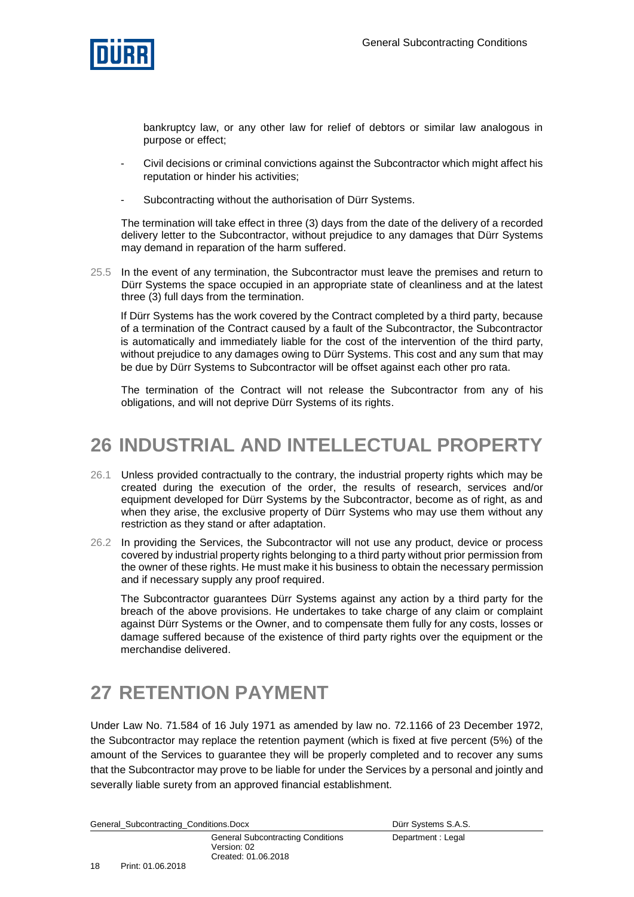bankruptcy law, or any other law for relief of debtors or similar law analogous in purpose or effect;

- Civil decisions or criminal convictions against the Subcontractor which might affect his reputation or hinder his activities;
- Subcontracting without the authorisation of Dürr Systems.

The termination will take effect in three (3) days from the date of the delivery of a recorded delivery letter to the Subcontractor, without prejudice to any damages that Dürr Systems may demand in reparation of the harm suffered.

25.5 In the event of any termination, the Subcontractor must leave the premises and return to Dürr Systems the space occupied in an appropriate state of cleanliness and at the latest three (3) full days from the termination.

If Dürr Systems has the work covered by the Contract completed by a third party, because of a termination of the Contract caused by a fault of the Subcontractor, the Subcontractor is automatically and immediately liable for the cost of the intervention of the third party, without prejudice to any damages owing to Dürr Systems. This cost and any sum that may be due by Dürr Systems to Subcontractor will be offset against each other pro rata.

The termination of the Contract will not release the Subcontractor from any of his obligations, and will not deprive Dürr Systems of its rights.

# 26 INDUSTRIAL AND INTELLECTUAL PROPERTY

26.1 Unless provided contractually to the contrary, the industrial property rights which may be created during the execution of the order, the results of research, services and/or equipment developed for Dürr Systems by the Subcontractor, become as of right, as and when they arise, the exclusive property of Dürr Systems who may use them without any restriction as they stand or after adaptation.

26.2 In providing the Services, the Subcontractor will not use any product, device or process covered by industrial property rights belonging to a third party without prior permission from the owner of these rights. He must make it his business to obtain the necessary permission and if necessary supply any proof required.

The Subcontractor guarantees Dürr Systems against any action by a third party for the breach of the above provisions. He undertakes to take charge of any claim or complaint against Dürr Systems or the Owner, and to compensate them fully for any costs, losses or damage suffered because of the existence of third party rights over the equipment or the merchandise delivered.

# 27 RETENTION PAYMENT

Under Law No. 71.584 of 16 July 1971 as amended by law no. 72.1166 of 23 December 1972, the Subcontractor may replace the retention payment (which is fixed at five percent (5%) of the amount of the Services to guarantee they will be properly completed and to recover any sums that the Subcontractor may prove to be liable for under the Services by a personal and jointly and severally liable surety from an approved financial establishment.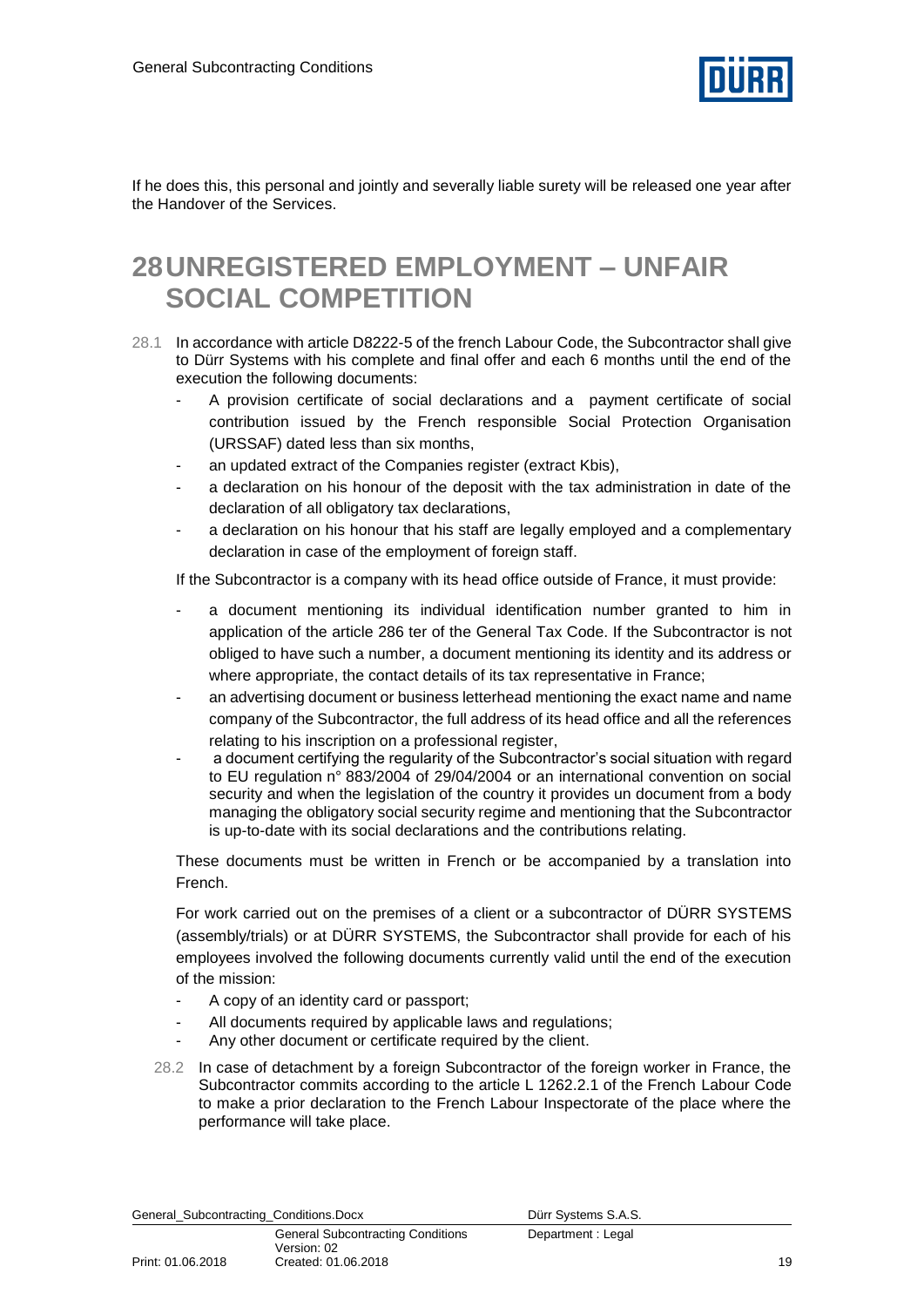If he does this, this personal and jointly and severally liable surety will be released one year after the Handover of the Services.

# 28 UNREGISTERED EMPLOYMENT – UNFAIR SOCIAL COMPETITION

28.1 In accordance with article D8222-5 of the french Labour Code, the Subcontractor shall give to Dürr Systems with his complete and final offer and each 6 months until the end of the execution the following documents:

- A provision certificate of social declarations and a payment certificate of social contribution issued by the French responsible Social Protection Organisation (URSSAF) dated less than six months,
- an updated extract of the Companies register (extract Kbis),
- a declaration on his honour of the deposit with the tax administration in date of the declaration of all obligatory tax declarations,
- a declaration on his honour that his staff are legally employed and a complementary declaration in case of the employment of foreign staff.

If the Subcontractor is a company with its head office outside of France, it must provide:

- a document mentioning its individual identification number granted to him in application of the article 286 ter of the General Tax Code. If the Subcontractor is not obliged to have such a number, a document mentioning its identity and its address or where appropriate, the contact details of its tax representative in France;
- an advertising document or business letterhead mentioning the exact name and name company of the Subcontractor, the full address of its head office and all the references relating to his inscription on a professional register,
- a document certifying the regularity of the Subcontractor's social situation with regard to EU regulation n° 883/2004 of 29/04/2004 or an international convention on social security and when the legislation of the country it provides un document from a body managing the obligatory social security regime and mentioning that the Subcontractor is up-to-date with its social declarations and the contributions relating.

These documents must be written in French or be accompanied by a translation into French.

For work carried out on the premises of a client or a subcontractor of DÜRR SYSTEMS (assembly/trials) or at DÜRR SYSTEMS, the Subcontractor shall provide for each of his employees involved the following documents currently valid until the end of the execution of the mission:

- A copy of an identity card or passport;
- All documents required by applicable laws and regulations;
- Any other document or certificate required by the client.

28.2 In case of detachment by a foreign Subcontractor of the foreign worker in France, the Subcontractor commits according to the article L 1262.2.1 of the French Labour Code to make a prior declaration to the French Labour Inspectorate of the place where the performance will take place.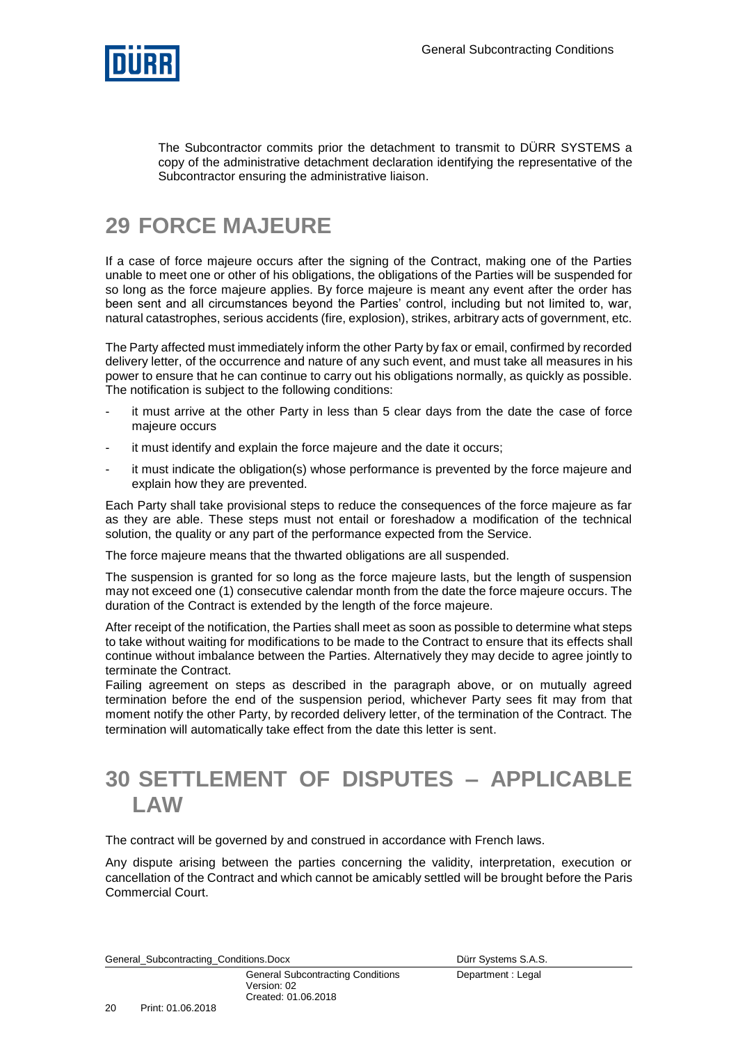The Subcontractor commits prior the detachment to transmit to DÜRR SYSTEMS a copy of the administrative detachment declaration identifying the representative of the Subcontractor ensuring the administrative liaison.

# 29 FORCE MAJEURE

If a case of force majeure occurs after the signing of the Contract, making one of the Parties unable to meet one or other of his obligations, the obligations of the Parties will be suspended for so long as the force majeure applies. By force majeure is meant any event after the order has been sent and all circumstances beyond the Parties' control, including but not limited to, war, natural catastrophes, serious accidents (fire, explosion), strikes, arbitrary acts of government, etc.

The Party affected must immediately inform the other Party by fax or email, confirmed by recorded delivery letter, of the occurrence and nature of any such event, and must take all measures in his power to ensure that he can continue to carry out his obligations normally, as quickly as possible. The notification is subject to the following conditions:

- it must arrive at the other Party in less than 5 clear days from the date the case of force majeure occurs
- it must identify and explain the force majeure and the date it occurs;
- it must indicate the obligation(s) whose performance is prevented by the force majeure and explain how they are prevented.

Each Party shall take provisional steps to reduce the consequences of the force majeure as far as they are able. These steps must not entail or foreshadow a modification of the technical solution, the quality or any part of the performance expected from the Service.

The force majeure means that the thwarted obligations are all suspended.

The suspension is granted for so long as the force majeure lasts, but the length of suspension may not exceed one (1) consecutive calendar month from the date the force majeure occurs. The duration of the Contract is extended by the length of the force majeure.

After receipt of the notification, the Parties shall meet as soon as possible to determine what steps to take without waiting for modifications to be made to the Contract to ensure that its effects shall continue without imbalance between the Parties. Alternatively they may decide to agree jointly to terminate the Contract.

Failing agreement on steps as described in the paragraph above, or on mutually agreed termination before the end of the suspension period, whichever Party sees fit may from that moment notify the other Party, by recorded delivery letter, of the termination of the Contract. The termination will automatically take effect from the date this letter is sent.

# 30 SETTLEMENT OF DISPUTES – APPLICABLE LAW

The contract will be governed by and construed in accordance with French laws.

Any dispute arising between the parties concerning the validity, interpretation, execution or cancellation of the Contract and which cannot be amicably settled will be brought before the Paris Commercial Court.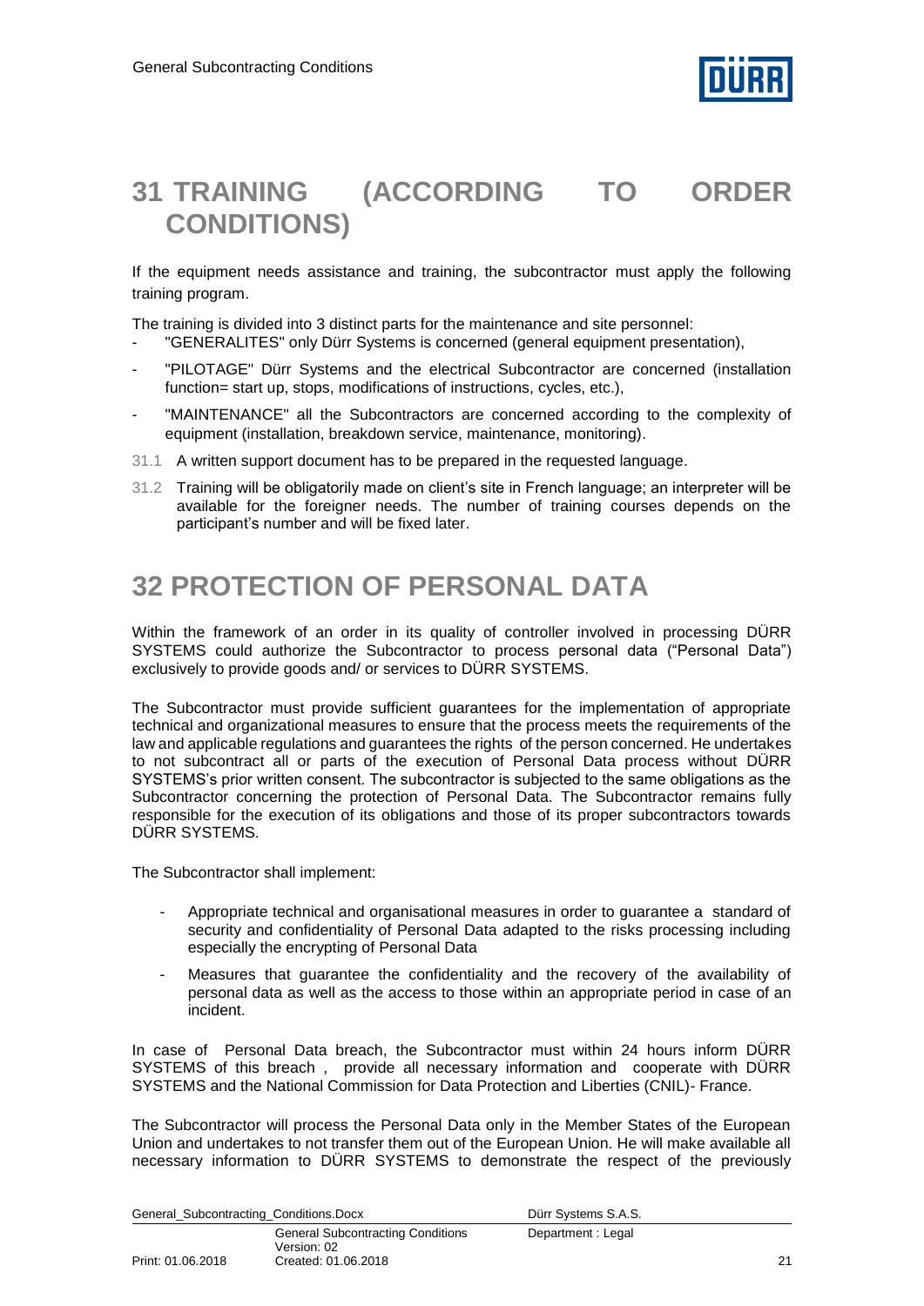# 31 TRAINING (ACCORDING TO ORDER CONDITIONS)

If the equipment needs assistance and training, the subcontractor must apply the following training program.

The training is divided into 3 distinct parts for the maintenance and site personnel:

- "GENERALITES" only Dürr Systems is concerned (general equipment presentation),
- "PILOTAGE" Dürr Systems and the electrical Subcontractor are concerned (installation function= start up, stops, modifications of instructions, cycles, etc.),
- "MAINTENANCE" all the Subcontractors are concerned according to the complexity of equipment (installation, breakdown service, maintenance, monitoring).

31.1 A written support document has to be prepared in the requested language.

31.2 Training will be obligatorily made on client's site in French language; an interpreter will be available for the foreigner needs. The number of training courses depends on the participant's number and will be fixed later.

# 32 PROTECTION OF PERSONAL DATA

Within the framework of an order in its quality of controller involved in processing DÜRR SYSTEMS could authorize the Subcontractor to process personal data ("Personal Data") exclusively to provide goods and/ or services to DÜRR SYSTEMS.

The Subcontractor must provide sufficient guarantees for the implementation of appropriate technical and organizational measures to ensure that the process meets the requirements of the law and applicable regulations and guarantees the rights of the person concerned. He undertakes to not subcontract all or parts of the execution of Personal Data process without DÜRR SYSTEMS's prior written consent. The subcontractor is subjected to the same obligations as the Subcontractor concerning the protection of Personal Data. The Subcontractor remains fully responsible for the execution of its obligations and those of its proper subcontractors towards DÜRR SYSTEMS.

The Subcontractor shall implement:

- Appropriate technical and organisational measures in order to guarantee a standard of security and confidentiality of Personal Data adapted to the risks processing including especially the encrypting of Personal Data
- Measures that guarantee the confidentiality and the recovery of the availability of personal data as well as the access to those within an appropriate period in case of an incident.

In case of Personal Data breach, the Subcontractor must within 24 hours inform DÜRR SYSTEMS of this breach , provide all necessary information and cooperate with DÜRR SYSTEMS and the National Commission for Data Protection and Liberties (CNIL)- France.

The Subcontractor will process the Personal Data only in the Member States of the European Union and undertakes to not transfer them out of the European Union. He will make available all necessary information to DÜRR SYSTEMS to demonstrate the respect of the previously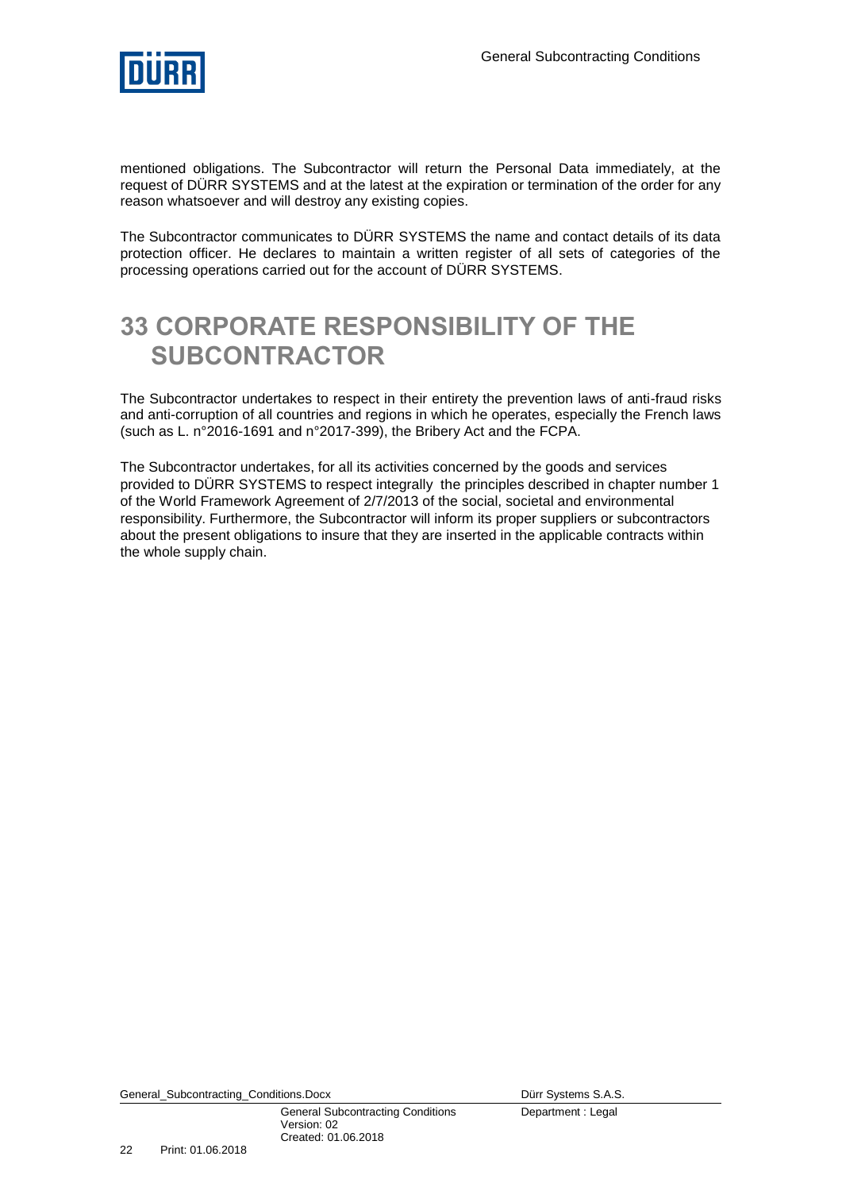mentioned obligations. The Subcontractor will return the Personal Data immediately, at the request of DÜRR SYSTEMS and at the latest at the expiration or termination of the order for any reason whatsoever and will destroy any existing copies.

The Subcontractor communicates to DÜRR SYSTEMS the name and contact details of its data protection officer. He declares to maintain a written register of all sets of categories of the processing operations carried out for the account of DÜRR SYSTEMS.

# 33 CORPORATE RESPONSIBILITY OF THE SUBCONTRACTOR

The Subcontractor undertakes to respect in their entirety the prevention laws of anti-fraud risks and anti-corruption of all countries and regions in which he operates, especially the French laws (such as L. n°2016-1691 and n°2017-399), the Bribery Act and the FCPA.

The Subcontractor undertakes, for all its activities concerned by the goods and services provided to DÜRR SYSTEMS to respect integrally the principles described in chapter number 1 of the World Framework Agreement of 2/7/2013 of the social, societal and environmental responsibility. Furthermore, the Subcontractor will inform its proper suppliers or subcontractors about the present obligations to insure that they are inserted in the applicable contracts within the whole supply chain.